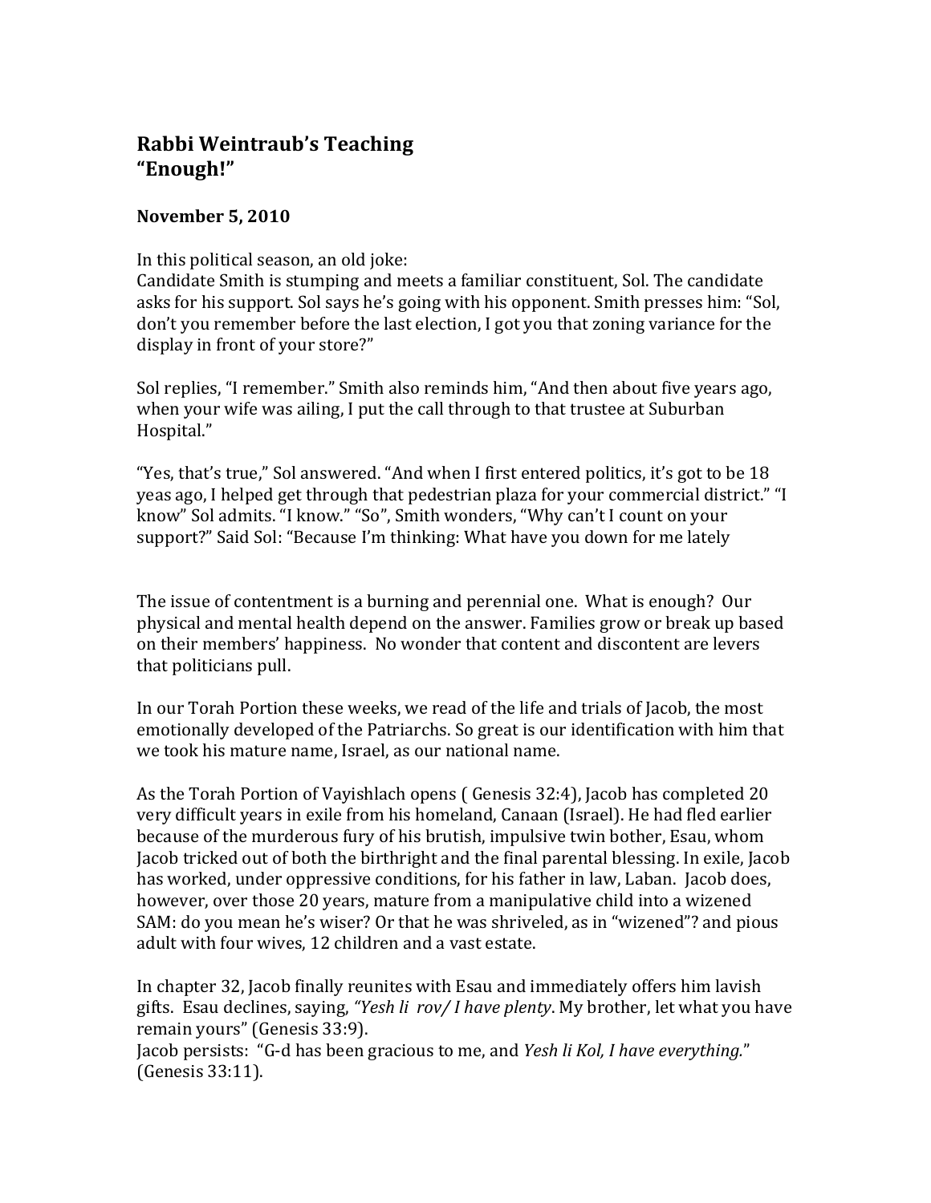## Rabbi Weintraub's Teaching
## "Enough!"

**November 5, 2010**

In this political season, an old joke:
Candidate Smith is stumping and meets a familiar constituent, Sol. The candidate asks for his support. Sol says he's going with his opponent. Smith presses him: "Sol, don't you remember before the last election, I got you that zoning variance for the display in front of your store?"

Sol replies, "I remember." Smith also reminds him, "And then about five years ago, when your wife was ailing, I put the call through to that trustee at Suburban Hospital."

"Yes, that's true," Sol answered. "And when I first entered politics, it's got to be 18 yeas ago, I helped get through that pedestrian plaza for your commercial district." "I know" Sol admits. "I know." "So", Smith wonders, "Why can't I count on your support?" Said Sol: "Because I'm thinking: What have you down for me lately

The issue of contentment is a burning and perennial one. What is enough? Our physical and mental health depend on the answer. Families grow or break up based on their members' happiness. No wonder that content and discontent are levers that politicians pull.

In our Torah Portion these weeks, we read of the life and trials of Jacob, the most emotionally developed of the Patriarchs. So great is our identification with him that we took his mature name, Israel, as our national name.

As the Torah Portion of Vayishlach opens ( Genesis 32:4), Jacob has completed 20 very difficult years in exile from his homeland, Canaan (Israel). He had fled earlier because of the murderous fury of his brutish, impulsive twin bother, Esau, whom Jacob tricked out of both the birthright and the final parental blessing. In exile, Jacob has worked, under oppressive conditions, for his father in law, Laban. Jacob does, however, over those 20 years, mature from a manipulative child into a wizened SAM: do you mean he's wiser? Or that he was shriveled, as in "wizened"? and pious adult with four wives, 12 children and a vast estate.

In chapter 32, Jacob finally reunites with Esau and immediately offers him lavish gifts. Esau declines, saying, *"Yesh li rov/ I have plenty*. My brother, let what you have remain yours" (Genesis 33:9).
Jacob persists: "G-d has been gracious to me, and *Yesh li Kol, I have everything.*" (Genesis 33:11).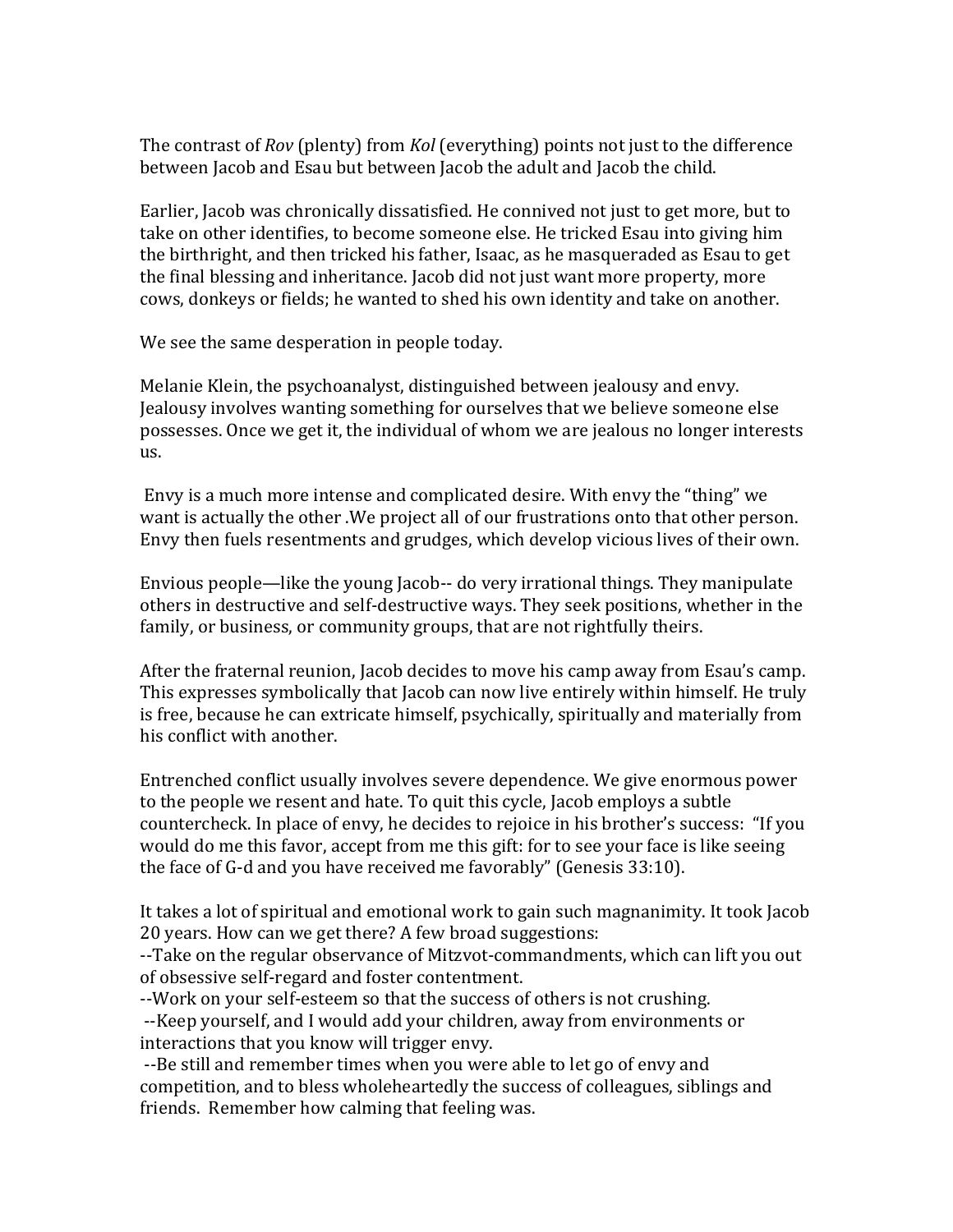The contrast of *Rov* (plenty) from *Kol* (everything) points not just to the difference between Jacob and Esau but between Jacob the adult and Jacob the child.

Earlier, Jacob was chronically dissatisfied. He connived not just to get more, but to take on other identifies, to become someone else. He tricked Esau into giving him the birthright, and then tricked his father, Isaac, as he masqueraded as Esau to get the final blessing and inheritance. Jacob did not just want more property, more cows, donkeys or fields; he wanted to shed his own identity and take on another.

We see the same desperation in people today.

Melanie Klein, the psychoanalyst, distinguished between jealousy and envy. Jealousy involves wanting something for ourselves that we believe someone else possesses. Once we get it, the individual of whom we are jealous no longer interests us.

Envy is a much more intense and complicated desire. With envy the "thing" we want is actually the other .We project all of our frustrations onto that other person. Envy then fuels resentments and grudges, which develop vicious lives of their own.

Envious people—like the young Jacob-- do very irrational things. They manipulate others in destructive and self-destructive ways. They seek positions, whether in the family, or business, or community groups, that are not rightfully theirs.

After the fraternal reunion, Jacob decides to move his camp away from Esau's camp. This expresses symbolically that Jacob can now live entirely within himself. He truly is free, because he can extricate himself, psychically, spiritually and materially from his conflict with another.

Entrenched conflict usually involves severe dependence. We give enormous power to the people we resent and hate. To quit this cycle, Jacob employs a subtle countercheck. In place of envy, he decides to rejoice in his brother's success: "If you would do me this favor, accept from me this gift: for to see your face is like seeing the face of G-d and you have received me favorably" (Genesis 33:10).

It takes a lot of spiritual and emotional work to gain such magnanimity. It took Jacob 20 years. How can we get there? A few broad suggestions:

--Take on the regular observance of Mitzvot-commandments, which can lift you out of obsessive self-regard and foster contentment.

--Work on your self-esteem so that the success of others is not crushing.

--Keep yourself, and I would add your children, away from environments or interactions that you know will trigger envy.

--Be still and remember times when you were able to let go of envy and competition, and to bless wholeheartedly the success of colleagues, siblings and friends. Remember how calming that feeling was.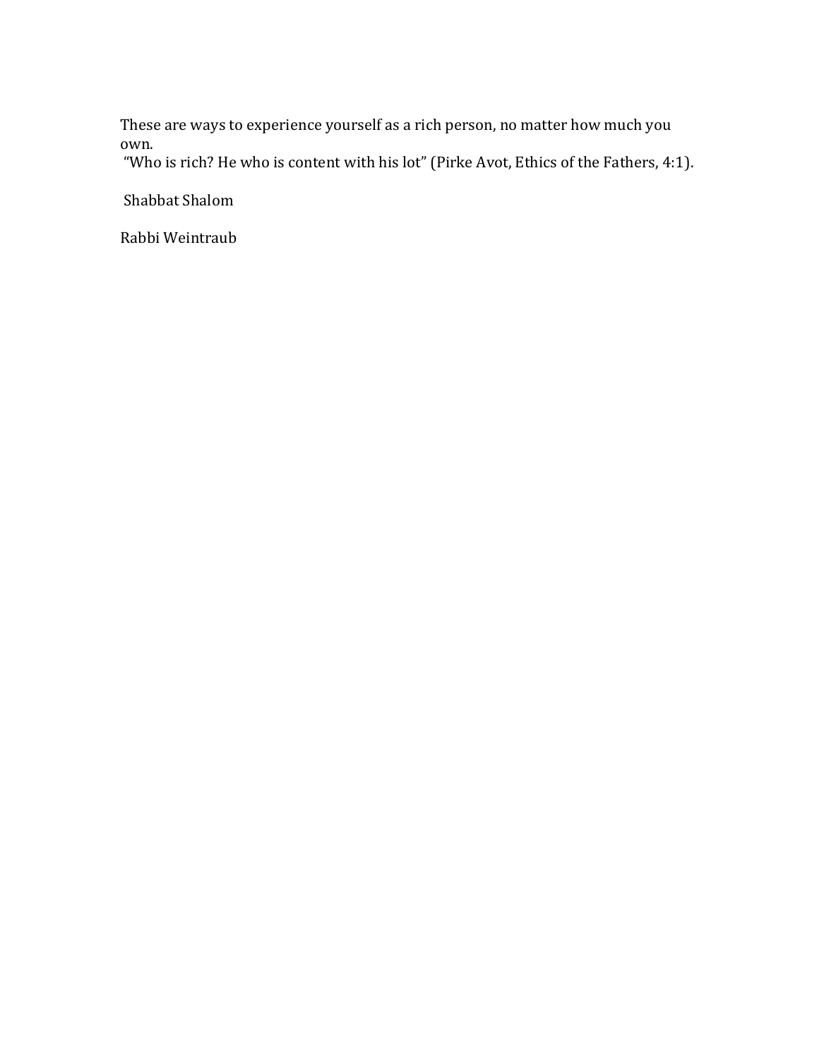These are ways to experience yourself as a rich person, no matter how much you own.

"Who is rich? He who is content with his lot" (Pirke Avot, Ethics of the Fathers, 4:1).

Shabbat Shalom

Rabbi Weintraub